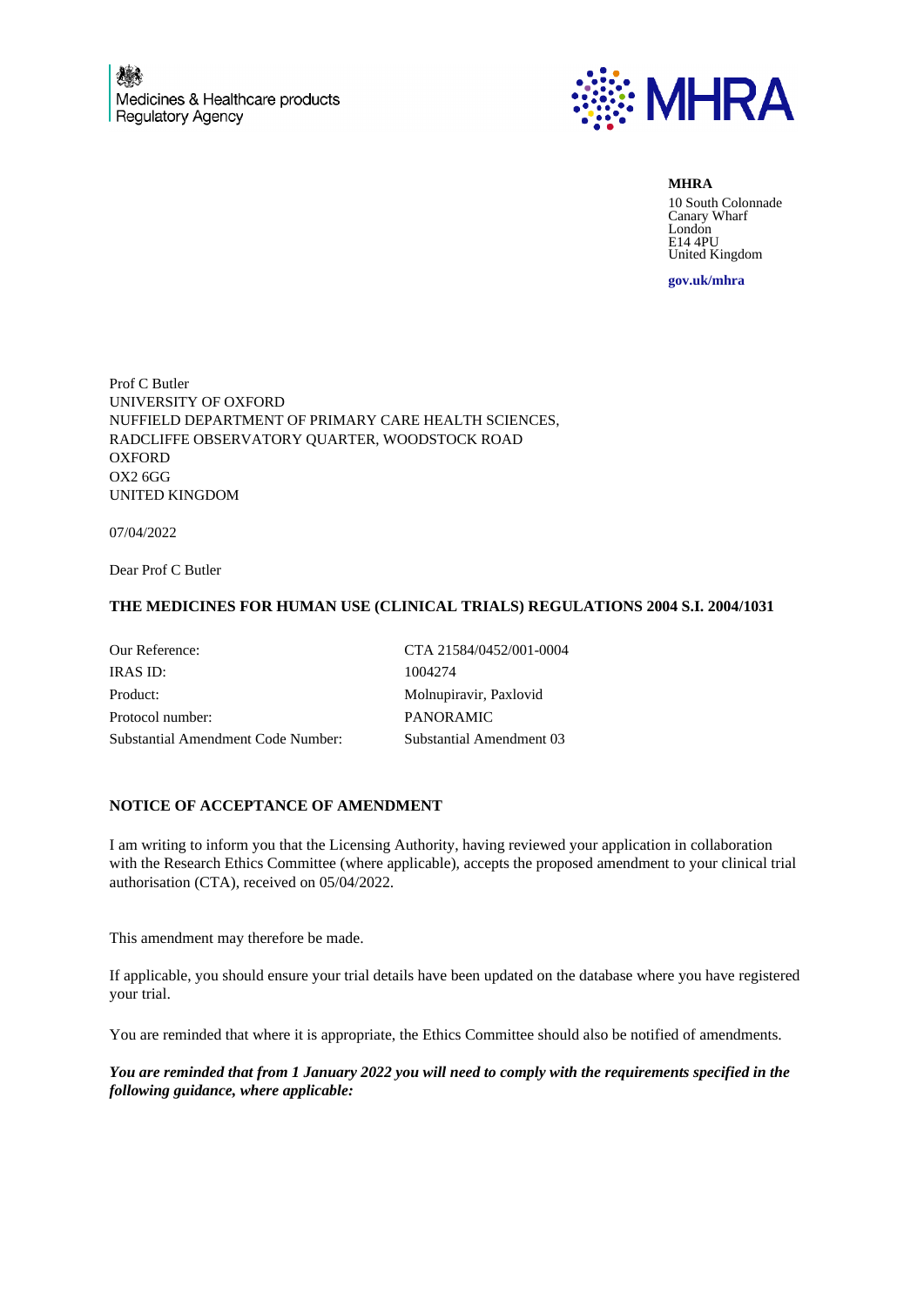Medicines & Healthcare products Regulatory Agency

MHRA

**MHRA**
10 South Colonnade
Canary Wharf
London
E14 4PU
United Kingdom

**gov.uk/mhra**

Prof C Butler
UNIVERSITY OF OXFORD
NUFFIELD DEPARTMENT OF PRIMARY CARE HEALTH SCIENCES,
RADCLIFFE OBSERVATORY QUARTER, WOODSTOCK ROAD
OXFORD
OX2 6GG
UNITED KINGDOM

07/04/2022

Dear Prof C Butler

**THE MEDICINES FOR HUMAN USE (CLINICAL TRIALS) REGULATIONS 2004 S.I. 2004/1031**

| | |
|---|---|
| Our Reference: | CTA 21584/0452/001-0004 |
| IRAS ID: | 1004274 |
| Product: | Molnupiravir, Paxlovid |
| Protocol number: | PANORAMIC |
| Substantial Amendment Code Number: | Substantial Amendment 03 |

**NOTICE OF ACCEPTANCE OF AMENDMENT**

I am writing to inform you that the Licensing Authority, having reviewed your application in collaboration with the Research Ethics Committee (where applicable), accepts the proposed amendment to your clinical trial authorisation (CTA), received on 05/04/2022.

This amendment may therefore be made.

If applicable, you should ensure your trial details have been updated on the database where you have registered your trial.

You are reminded that where it is appropriate, the Ethics Committee should also be notified of amendments.

***You are reminded that from 1 January 2022 you will need to comply with the requirements specified in the following guidance, where applicable:***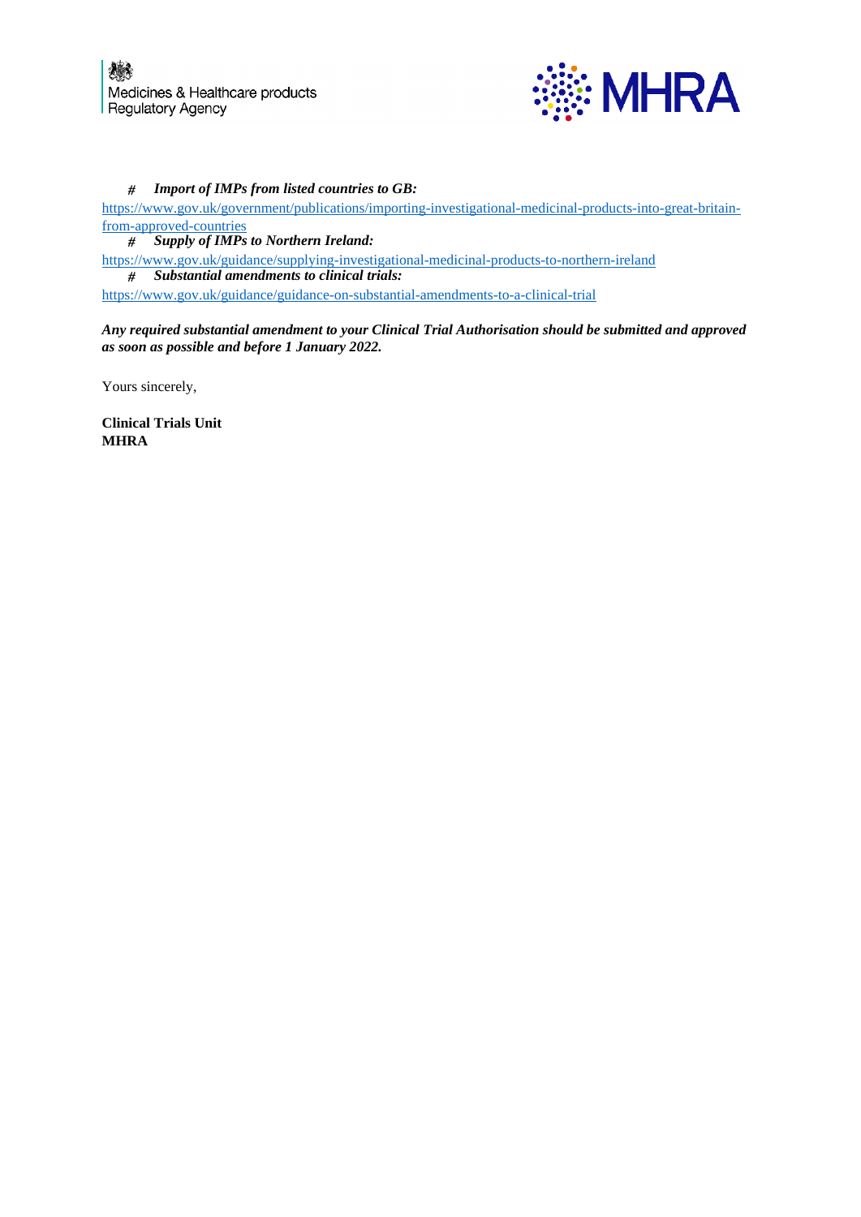- ***Import of IMPs from listed countries to GB:***

https://www.gov.uk/government/publications/importing-investigational-medicinal-products-into-great-britain-from-approved-countries

- ***Supply of IMPs to Northern Ireland:***

https://www.gov.uk/guidance/supplying-investigational-medicinal-products-to-northern-ireland

- ***Substantial amendments to clinical trials:***

https://www.gov.uk/guidance/guidance-on-substantial-amendments-to-a-clinical-trial

***Any required substantial amendment to your Clinical Trial Authorisation should be submitted and approved as soon as possible and before 1 January 2022.***

Yours sincerely,

**Clinical Trials Unit**
**MHRA**